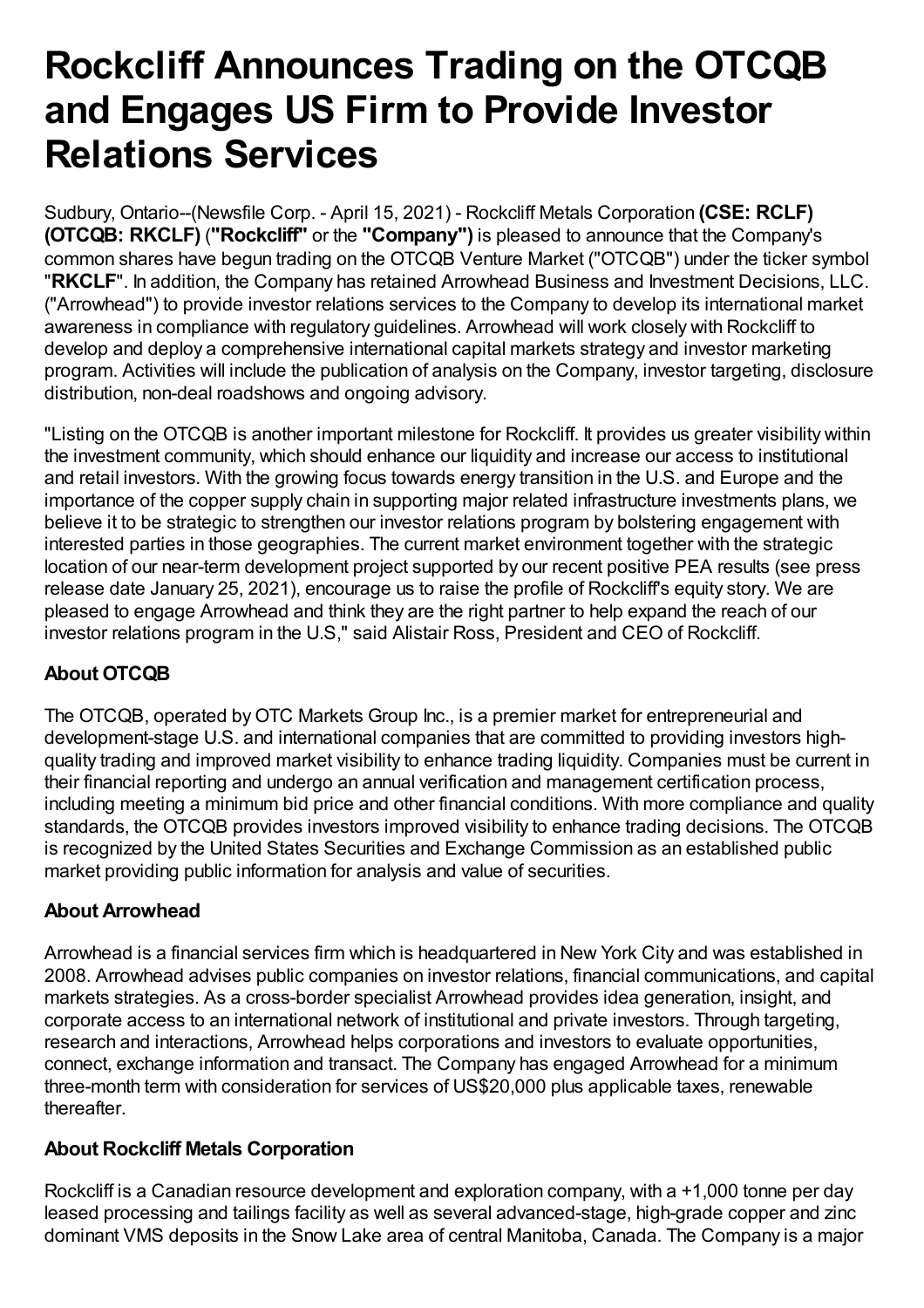# Rockcliff Announces Trading on the OTCQB and Engages US Firm to Provide Investor Relations Services

Sudbury, Ontario--(Newsfile Corp. - April 15, 2021) - Rockcliff Metals Corporation **(CSE: RCLF) (OTCQB: RKCLF)** (**"Rockcliff"** or the **"Company")** is pleased to announce that the Company's common shares have begun trading on the OTCQB Venture Market ("OTCQB") under the ticker symbol "**RKCLF**". In addition, the Company has retained Arrowhead Business and Investment Decisions, LLC. ("Arrowhead") to provide investor relations services to the Company to develop its international market awareness in compliance with regulatory guidelines. Arrowhead will work closely with Rockcliff to develop and deploy a comprehensive international capital markets strategy and investor marketing program. Activities will include the publication of analysis on the Company, investor targeting, disclosure distribution, non-deal roadshows and ongoing advisory.

"Listing on the OTCQB is another important milestone for Rockcliff. It provides us greater visibility within the investment community, which should enhance our liquidity and increase our access to institutional and retail investors. With the growing focus towards energy transition in the U.S. and Europe and the importance of the copper supply chain in supporting major related infrastructure investments plans, we believe it to be strategic to strengthen our investor relations program by bolstering engagement with interested parties in those geographies. The current market environment together with the strategic location of our near-term development project supported by our recent positive PEA results (see press release date January 25, 2021), encourage us to raise the profile of Rockcliff's equity story. We are pleased to engage Arrowhead and think they are the right partner to help expand the reach of our investor relations program in the U.S," said Alistair Ross, President and CEO of Rockcliff.

### About OTCQB

The OTCQB, operated by OTC Markets Group Inc., is a premier market for entrepreneurial and development-stage U.S. and international companies that are committed to providing investors high-quality trading and improved market visibility to enhance trading liquidity. Companies must be current in their financial reporting and undergo an annual verification and management certification process, including meeting a minimum bid price and other financial conditions. With more compliance and quality standards, the OTCQB provides investors improved visibility to enhance trading decisions. The OTCQB is recognized by the United States Securities and Exchange Commission as an established public market providing public information for analysis and value of securities.

### About Arrowhead

Arrowhead is a financial services firm which is headquartered in New York City and was established in 2008. Arrowhead advises public companies on investor relations, financial communications, and capital markets strategies. As a cross-border specialist Arrowhead provides idea generation, insight, and corporate access to an international network of institutional and private investors. Through targeting, research and interactions, Arrowhead helps corporations and investors to evaluate opportunities, connect, exchange information and transact. The Company has engaged Arrowhead for a minimum three-month term with consideration for services of US$20,000 plus applicable taxes, renewable thereafter.

### About Rockcliff Metals Corporation

Rockcliff is a Canadian resource development and exploration company, with a +1,000 tonne per day leased processing and tailings facility as well as several advanced-stage, high-grade copper and zinc dominant VMS deposits in the Snow Lake area of central Manitoba, Canada. The Company is a major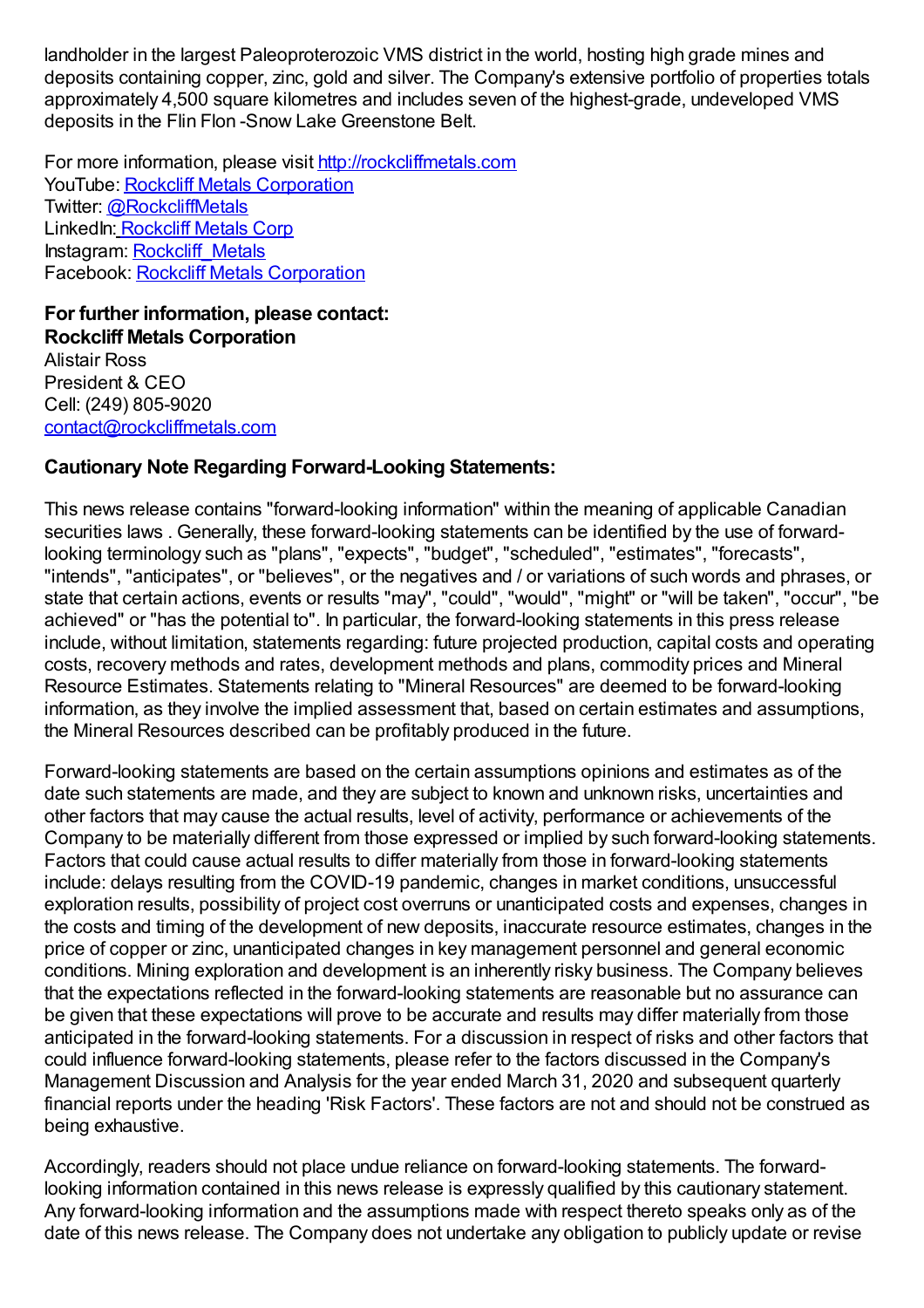landholder in the largest Paleoproterozoic VMS district in the world, hosting high grade mines and deposits containing copper, zinc, gold and silver. The Company's extensive portfolio of properties totals approximately 4,500 square kilometres and includes seven of the highest-grade, undeveloped VMS deposits in the Flin Flon -Snow Lake Greenstone Belt.

For more information, please visit [http://rockcliffmetals.com](http://rockcliffmetals.com)
YouTube: Rockcliff Metals Corporation
Twitter: @RockcliffMetals
LinkedIn: Rockcliff Metals Corp
Instagram: Rockcliff_Metals
Facebook: Rockcliff Metals Corporation

**For further information, please contact:**
**Rockcliff Metals Corporation**
Alistair Ross
President & CEO
Cell: (249) 805-9020
contact@rockcliffmetals.com

**Cautionary Note Regarding Forward-Looking Statements:**

This news release contains "forward-looking information" within the meaning of applicable Canadian securities laws . Generally, these forward-looking statements can be identified by the use of forward-looking terminology such as "plans", "expects", "budget", "scheduled", "estimates", "forecasts", "intends", "anticipates", or "believes", or the negatives and / or variations of such words and phrases, or state that certain actions, events or results "may", "could", "would", "might" or "will be taken", "occur", "be achieved" or "has the potential to". In particular, the forward-looking statements in this press release include, without limitation, statements regarding: future projected production, capital costs and operating costs, recovery methods and rates, development methods and plans, commodity prices and Mineral Resource Estimates. Statements relating to "Mineral Resources" are deemed to be forward-looking information, as they involve the implied assessment that, based on certain estimates and assumptions, the Mineral Resources described can be profitably produced in the future.

Forward-looking statements are based on the certain assumptions opinions and estimates as of the date such statements are made, and they are subject to known and unknown risks, uncertainties and other factors that may cause the actual results, level of activity, performance or achievements of the Company to be materially different from those expressed or implied by such forward-looking statements. Factors that could cause actual results to differ materially from those in forward-looking statements include: delays resulting from the COVID-19 pandemic, changes in market conditions, unsuccessful exploration results, possibility of project cost overruns or unanticipated costs and expenses, changes in the costs and timing of the development of new deposits, inaccurate resource estimates, changes in the price of copper or zinc, unanticipated changes in key management personnel and general economic conditions. Mining exploration and development is an inherently risky business. The Company believes that the expectations reflected in the forward-looking statements are reasonable but no assurance can be given that these expectations will prove to be accurate and results may differ materially from those anticipated in the forward-looking statements. For a discussion in respect of risks and other factors that could influence forward-looking statements, please refer to the factors discussed in the Company's Management Discussion and Analysis for the year ended March 31, 2020 and subsequent quarterly financial reports under the heading 'Risk Factors'. These factors are not and should not be construed as being exhaustive.

Accordingly, readers should not place undue reliance on forward-looking statements. The forward-looking information contained in this news release is expressly qualified by this cautionary statement. Any forward-looking information and the assumptions made with respect thereto speaks only as of the date of this news release. The Company does not undertake any obligation to publicly update or revise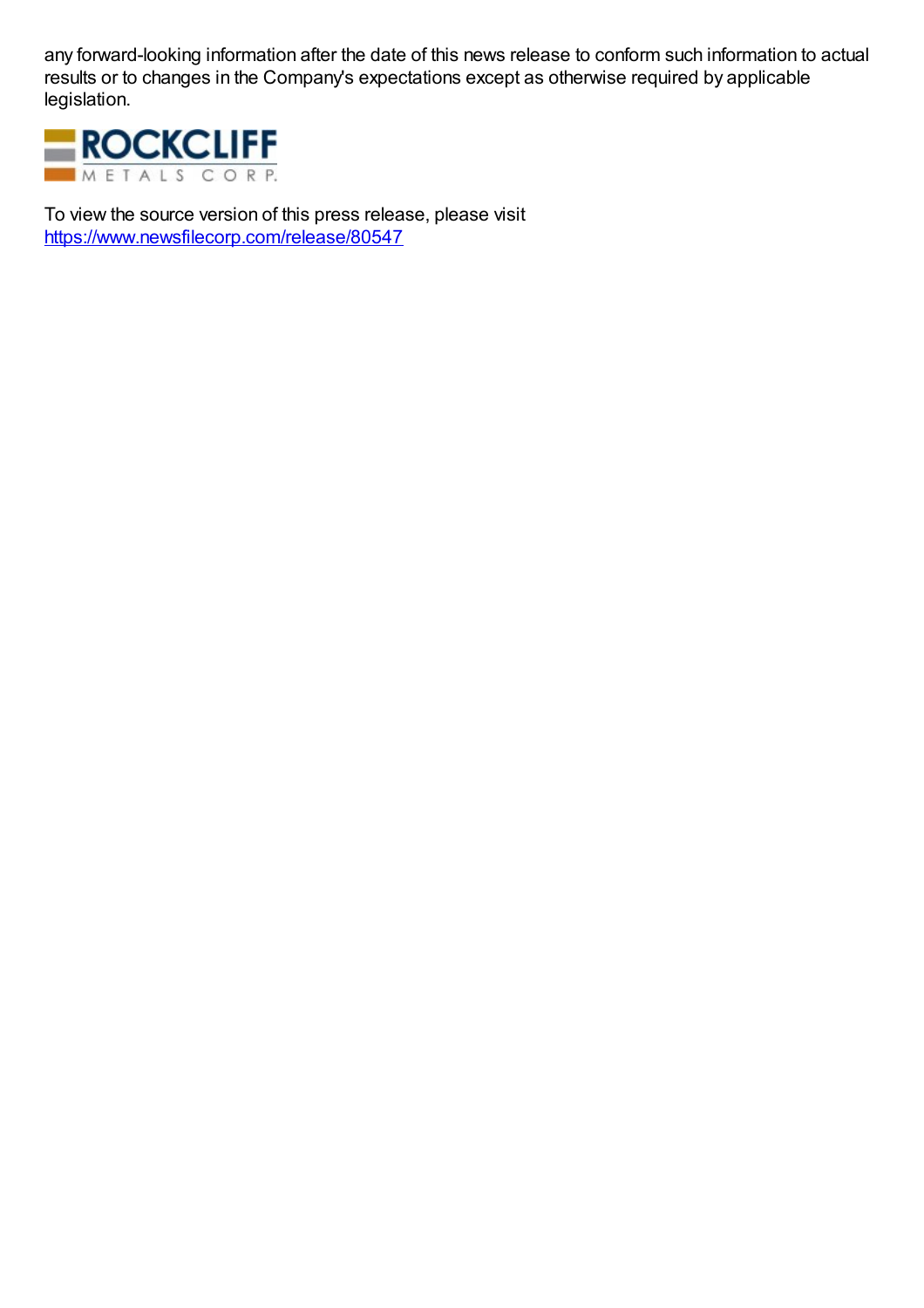any forward-looking information after the date of this news release to conform such information to actual results or to changes in the Company's expectations except as otherwise required by applicable legislation.

ROCKCLIFF METALS CORP.

To view the source version of this press release, please visit https://www.newsfilecorp.com/release/80547